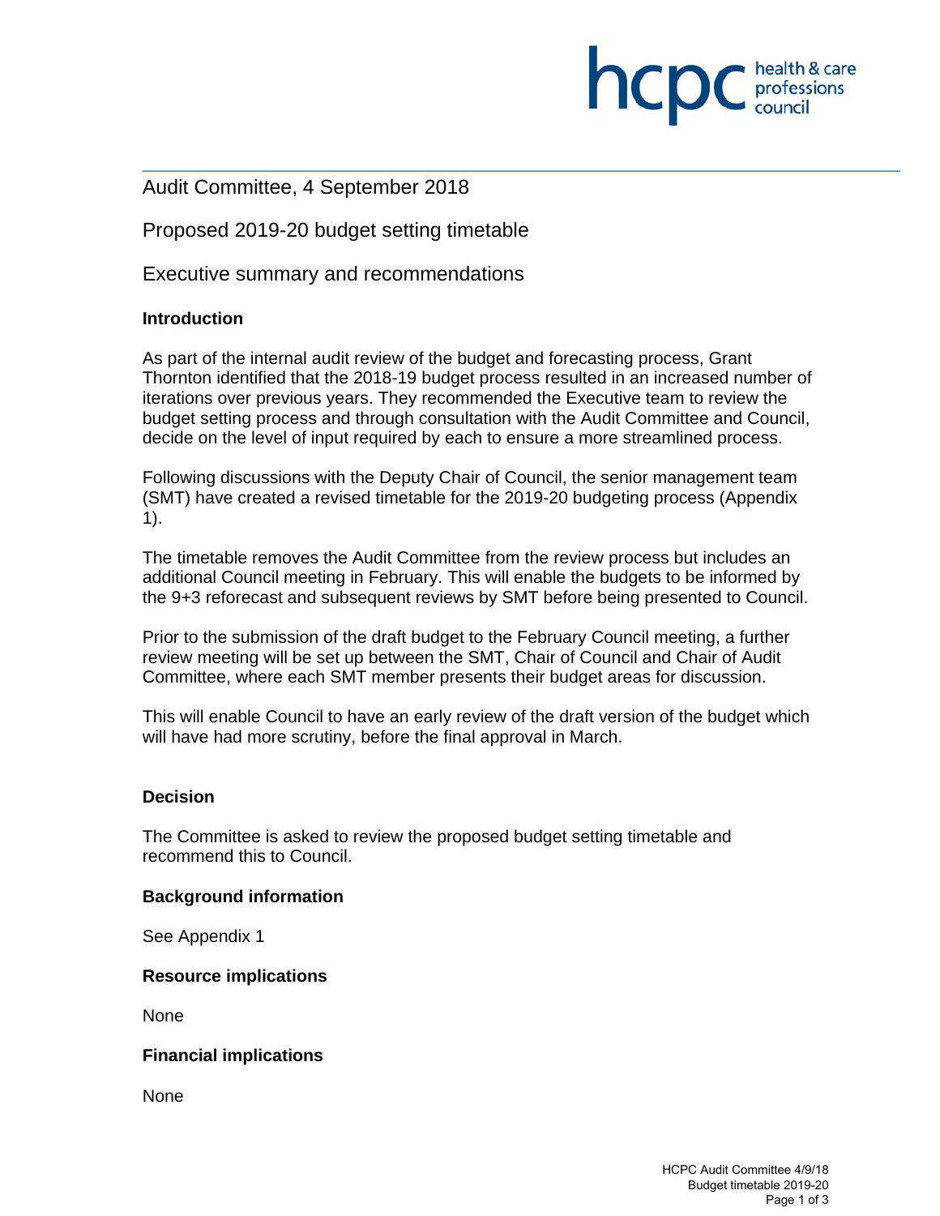Audit Committee, 4 September 2018

Proposed 2019-20 budget setting timetable

Executive summary and recommendations

**Introduction**

As part of the internal audit review of the budget and forecasting process, Grant Thornton identified that the 2018-19 budget process resulted in an increased number of iterations over previous years. They recommended the Executive team to review the budget setting process and through consultation with the Audit Committee and Council, decide on the level of input required by each to ensure a more streamlined process.

Following discussions with the Deputy Chair of Council, the senior management team (SMT) have created a revised timetable for the 2019-20 budgeting process (Appendix 1).

The timetable removes the Audit Committee from the review process but includes an additional Council meeting in February. This will enable the budgets to be informed by the 9+3 reforecast and subsequent reviews by SMT before being presented to Council.

Prior to the submission of the draft budget to the February Council meeting, a further review meeting will be set up between the SMT, Chair of Council and Chair of Audit Committee, where each SMT member presents their budget areas for discussion.

This will enable Council to have an early review of the draft version of the budget which will have had more scrutiny, before the final approval in March.

**Decision**

The Committee is asked to review the proposed budget setting timetable and recommend this to Council.

**Background information**

See Appendix 1

**Resource implications**

None

**Financial implications**

None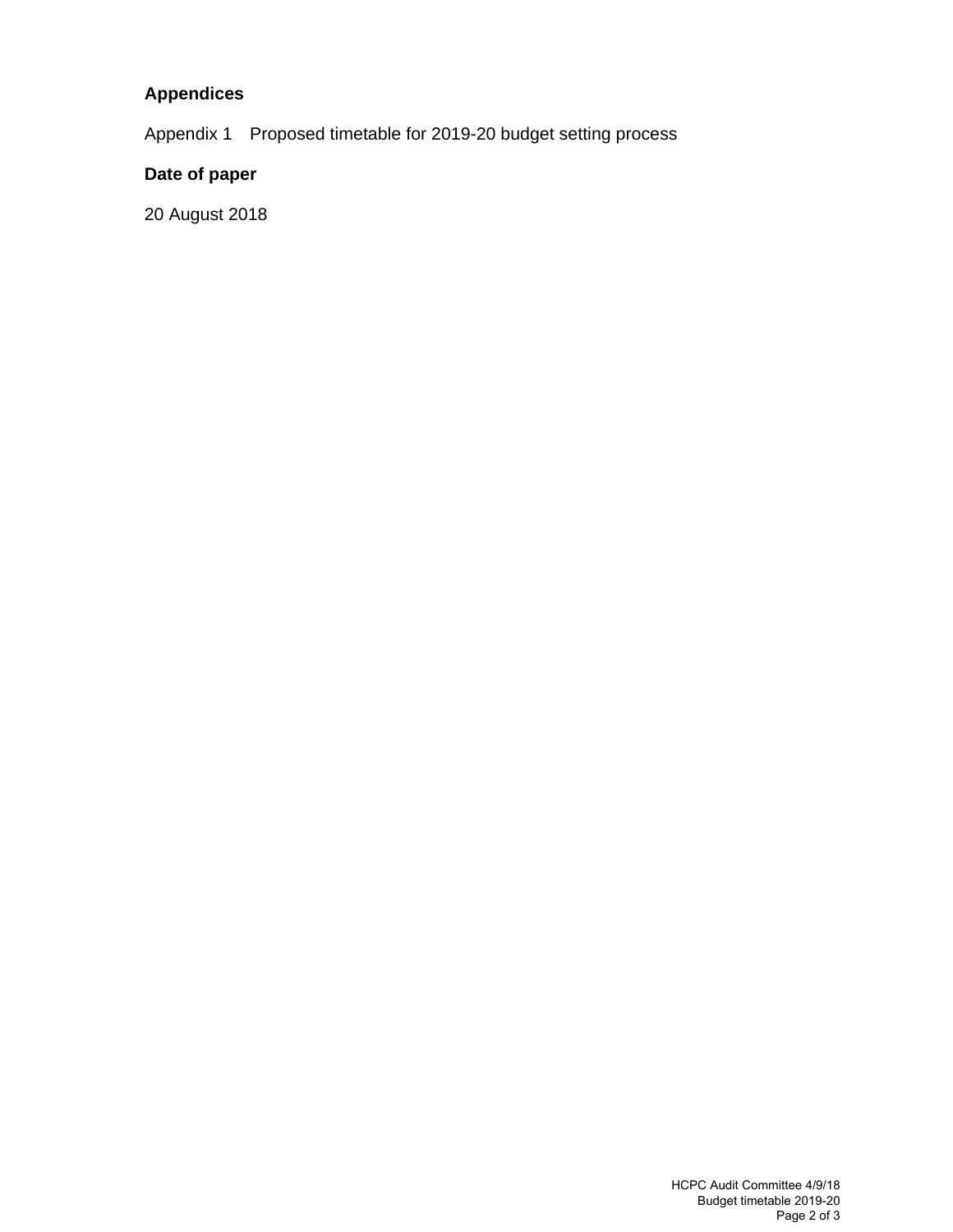**Appendices**

Appendix 1 Proposed timetable for 2019-20 budget setting process

**Date of paper**

20 August 2018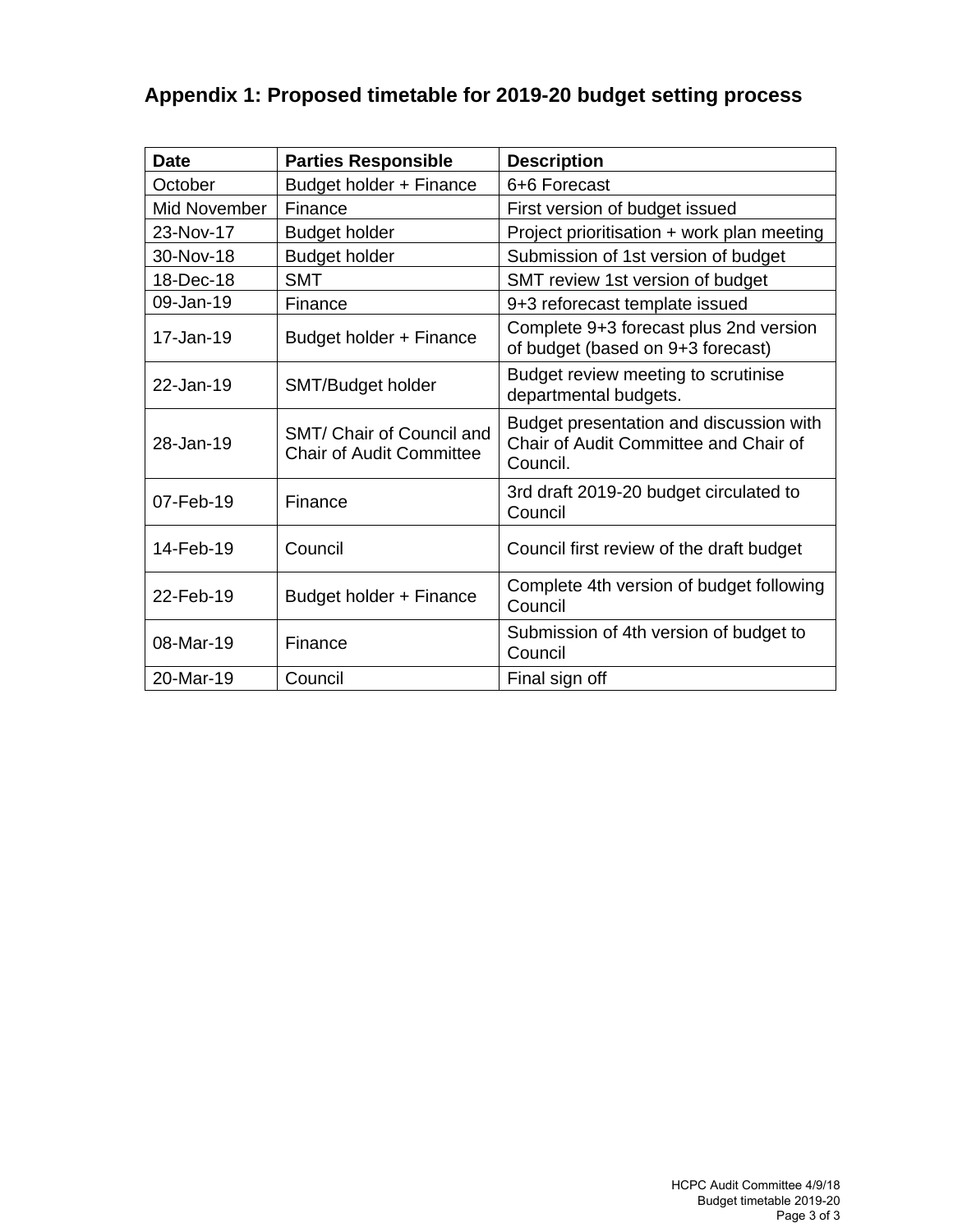## Appendix 1: Proposed timetable for 2019-20 budget setting process

| Date | Parties Responsible | Description |
|---|---|---|
| October | Budget holder + Finance | 6+6 Forecast |
| Mid November | Finance | First version of budget issued |
| 23-Nov-17 | Budget holder | Project prioritisation + work plan meeting |
| 30-Nov-18 | Budget holder | Submission of 1st version of budget |
| 18-Dec-18 | SMT | SMT review 1st version of budget |
| 09-Jan-19 | Finance | 9+3 reforecast template issued |
| 17-Jan-19 | Budget holder + Finance | Complete 9+3 forecast plus 2nd version of budget (based on 9+3 forecast) |
| 22-Jan-19 | SMT/Budget holder | Budget review meeting to scrutinise departmental budgets. |
| 28-Jan-19 | SMT/ Chair of Council and Chair of Audit Committee | Budget presentation and discussion with Chair of Audit Committee and Chair of Council. |
| 07-Feb-19 | Finance | 3rd draft 2019-20 budget circulated to Council |
| 14-Feb-19 | Council | Council first review of the draft budget |
| 22-Feb-19 | Budget holder + Finance | Complete 4th version of budget following Council |
| 08-Mar-19 | Finance | Submission of 4th version of budget to Council |
| 20-Mar-19 | Council | Final sign off |